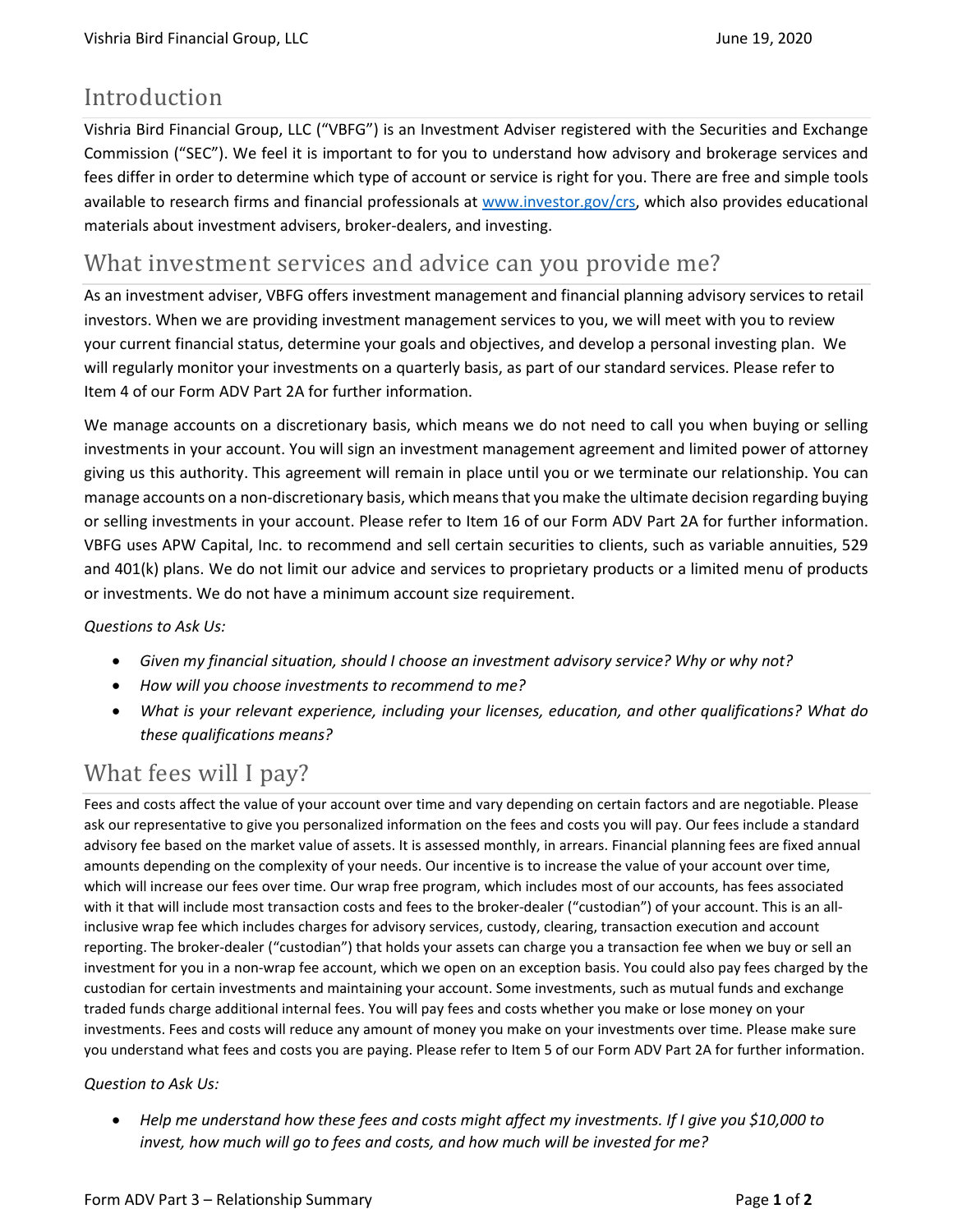## Introduction

Vishria Bird Financial Group, LLC ("VBFG") is an Investment Adviser registered with the Securities and Exchange Commission ("SEC"). We feel it is important to for you to understand how advisory and brokerage services and fees differ in order to determine which type of account or service is right for you. There are free and simple tools available to research firms and financial professionals at [www.investor.gov/crs](www.investor.gov/crs), which also provides educational materials about investment advisers, broker-dealers, and investing.

## What investment services and advice can you provide me?

As an investment adviser, VBFG offers investment management and financial planning advisory services to retail investors. When we are providing investment management services to you, we will meet with you to review your current financial status, determine your goals and objectives, and develop a personal investing plan. We will regularly monitor your investments on a quarterly basis, as part of our standard services. Please refer to Item 4 of our Form ADV Part 2A for further information.

We manage accounts on a discretionary basis, which means we do not need to call you when buying or selling investments in your account. You will sign an investment management agreement and limited power of attorney giving us this authority. This agreement will remain in place until you or we terminate our relationship. You can manage accounts on a non-discretionary basis, which means that you make the ultimate decision regarding buying or selling investments in your account. Please refer to Item 16 of our Form ADV Part 2A for further information. VBFG uses APW Capital, Inc. to recommend and sell certain securities to clients, such as variable annuities, 529 and 401(k) plans. We do not limit our advice and services to proprietary products or a limited menu of products or investments. We do not have a minimum account size requirement.

*Questions to Ask Us:*

- *Given my financial situation, should I choose an investment advisory service? Why or why not?*
- *How will you choose investments to recommend to me?*
- *What is your relevant experience, including your licenses, education, and other qualifications? What do these qualifications means?*

## What fees will I pay?

Fees and costs affect the value of your account over time and vary depending on certain factors and are negotiable. Please ask our representative to give you personalized information on the fees and costs you will pay. Our fees include a standard advisory fee based on the market value of assets. It is assessed monthly, in arrears. Financial planning fees are fixed annual amounts depending on the complexity of your needs. Our incentive is to increase the value of your account over time, which will increase our fees over time. Our wrap free program, which includes most of our accounts, has fees associated with it that will include most transaction costs and fees to the broker-dealer ("custodian") of your account. This is an all-inclusive wrap fee which includes charges for advisory services, custody, clearing, transaction execution and account reporting. The broker-dealer ("custodian") that holds your assets can charge you a transaction fee when we buy or sell an investment for you in a non-wrap fee account, which we open on an exception basis. You could also pay fees charged by the custodian for certain investments and maintaining your account. Some investments, such as mutual funds and exchange traded funds charge additional internal fees. You will pay fees and costs whether you make or lose money on your investments. Fees and costs will reduce any amount of money you make on your investments over time. Please make sure you understand what fees and costs you are paying. Please refer to Item 5 of our Form ADV Part 2A for further information.

*Question to Ask Us:*

- *Help me understand how these fees and costs might affect my investments. If I give you $10,000 to invest, how much will go to fees and costs, and how much will be invested for me?*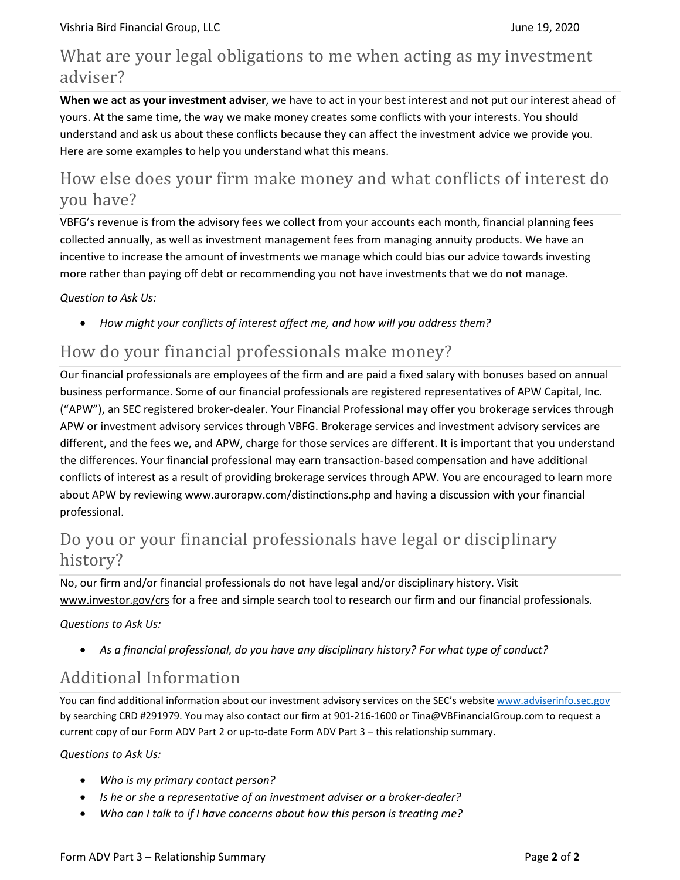## What are your legal obligations to me when acting as my investment adviser?

**When we act as your investment adviser**, we have to act in your best interest and not put our interest ahead of yours. At the same time, the way we make money creates some conflicts with your interests. You should understand and ask us about these conflicts because they can affect the investment advice we provide you. Here are some examples to help you understand what this means.

## How else does your firm make money and what conflicts of interest do you have?

VBFG's revenue is from the advisory fees we collect from your accounts each month, financial planning fees collected annually, as well as investment management fees from managing annuity products. We have an incentive to increase the amount of investments we manage which could bias our advice towards investing more rather than paying off debt or recommending you not have investments that we do not manage.

*Question to Ask Us:*

- *How might your conflicts of interest affect me, and how will you address them?*

## How do your financial professionals make money?

Our financial professionals are employees of the firm and are paid a fixed salary with bonuses based on annual business performance. Some of our financial professionals are registered representatives of APW Capital, Inc. ("APW"), an SEC registered broker-dealer. Your Financial Professional may offer you brokerage services through APW or investment advisory services through VBFG. Brokerage services and investment advisory services are different, and the fees we, and APW, charge for those services are different. It is important that you understand the differences. Your financial professional may earn transaction-based compensation and have additional conflicts of interest as a result of providing brokerage services through APW. You are encouraged to learn more about APW by reviewing www.aurorapw.com/distinctions.php and having a discussion with your financial professional.

## Do you or your financial professionals have legal or disciplinary history?

No, our firm and/or financial professionals do not have legal and/or disciplinary history. Visit www.investor.gov/crs for a free and simple search tool to research our firm and our financial professionals.

*Questions to Ask Us:*

- *As a financial professional, do you have any disciplinary history? For what type of conduct?*

## Additional Information

You can find additional information about our investment advisory services on the SEC's website www.adviserinfo.sec.gov by searching CRD #291979. You may also contact our firm at 901-216-1600 or Tina@VBFinancialGroup.com to request a current copy of our Form ADV Part 2 or up-to-date Form ADV Part 3 – this relationship summary.

*Questions to Ask Us:*

- *Who is my primary contact person?*
- *Is he or she a representative of an investment adviser or a broker-dealer?*
- *Who can I talk to if I have concerns about how this person is treating me?*